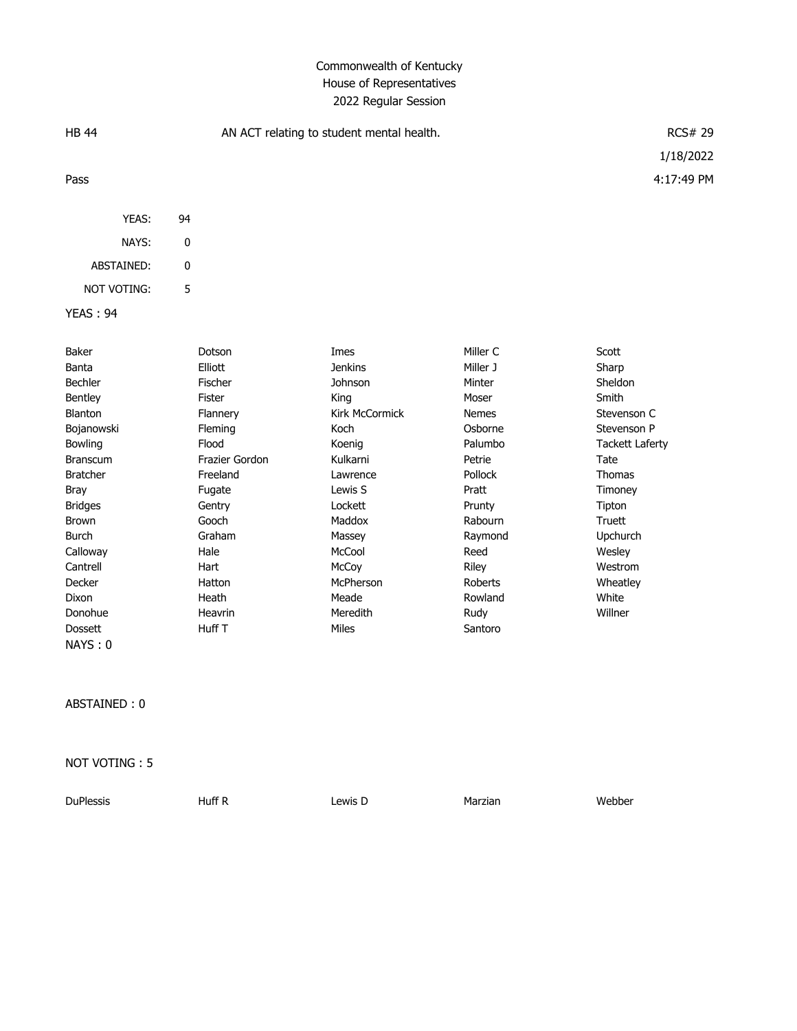# Commonwealth of Kentucky
## House of Representatives
### 2022 Regular Session

| HB 44 | AN ACT relating to student mental health. | RCS# 29 |
|---|---|---|
| | | 1/18/2022 |
| Pass | | 4:17:49 PM |

| | |
|---|---|
| YEAS: | 94 |
| NAYS: | 0 |
| ABSTAINED: | 0 |
| NOT VOTING: | 5 |

YEAS : 94

| | | | | |
|---|---|---|---|---|
| Baker | Dotson | Imes | Miller C | Scott |
| Banta | Elliott | Jenkins | Miller J | Sharp |
| Bechler | Fischer | Johnson | Minter | Sheldon |
| Bentley | Fister | King | Moser | Smith |
| Blanton | Flannery | Kirk McCormick | Nemes | Stevenson C |
| Bojanowski | Fleming | Koch | Osborne | Stevenson P |
| Bowling | Flood | Koenig | Palumbo | Tackett Laferty |
| Branscum | Frazier Gordon | Kulkarni | Petrie | Tate |
| Bratcher | Freeland | Lawrence | Pollock | Thomas |
| Bray | Fugate | Lewis S | Pratt | Timoney |
| Bridges | Gentry | Lockett | Prunty | Tipton |
| Brown | Gooch | Maddox | Rabourn | Truett |
| Burch | Graham | Massey | Raymond | Upchurch |
| Calloway | Hale | McCool | Reed | Wesley |
| Cantrell | Hart | McCoy | Riley | Westrom |
| Decker | Hatton | McPherson | Roberts | Wheatley |
| Dixon | Heath | Meade | Rowland | White |
| Donohue | Heavrin | Meredith | Rudy | Willner |
| Dossett | Huff T | Miles | Santoro | |

NAYS : 0

ABSTAINED : 0

NOT VOTING : 5

| | | | | |
|---|---|---|---|---|
| DuPlessis | Huff R | Lewis D | Marzian | Webber |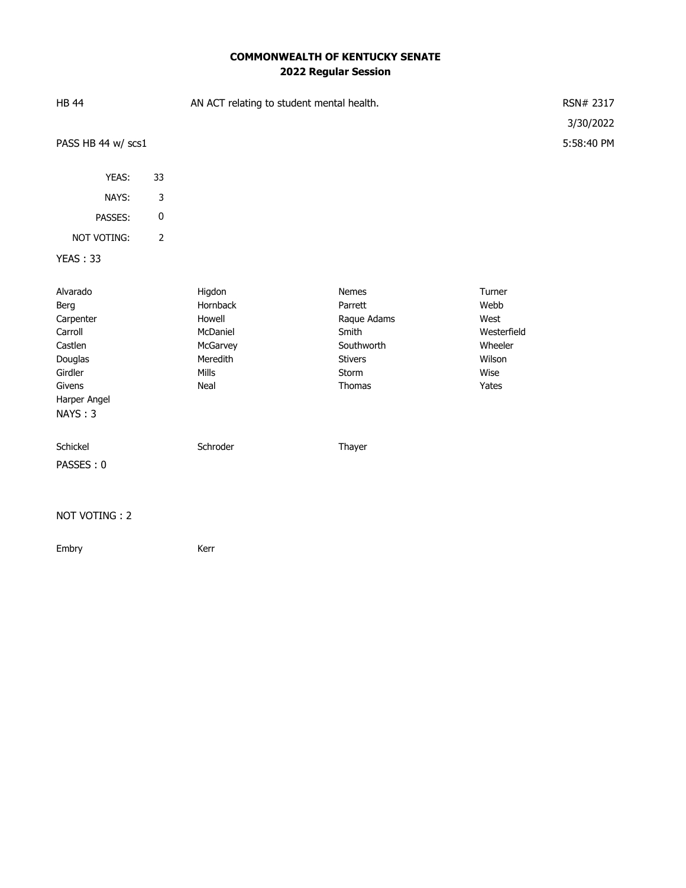**COMMONWEALTH OF KENTUCKY SENATE**
**2022 Regular Session**

HB 44 | AN ACT relating to student mental health. | RSN# 2317

3/30/2022

PASS HB 44 w/ scs1 | 5:58:40 PM

| | |
|---|---|
| YEAS: | 33 |
| NAYS: | 3 |
| PASSES: | 0 |
| NOT VOTING: | 2 |

YEAS : 33

| | | | |
|---|---|---|---|
| Alvarado | Higdon | Nemes | Turner |
| Berg | Hornback | Parrett | Webb |
| Carpenter | Howell | Raque Adams | West |
| Carroll | McDaniel | Smith | Westerfield |
| Castlen | McGarvey | Southworth | Wheeler |
| Douglas | Meredith | Stivers | Wilson |
| Girdler | Mills | Storm | Wise |
| Givens | Neal | Thomas | Yates |
| Harper Angel | | | |

NAYS : 3

| | | |
|---|---|---|
| Schickel | Schroder | Thayer |

PASSES : 0

NOT VOTING : 2

| | |
|---|---|
| Embry | Kerr |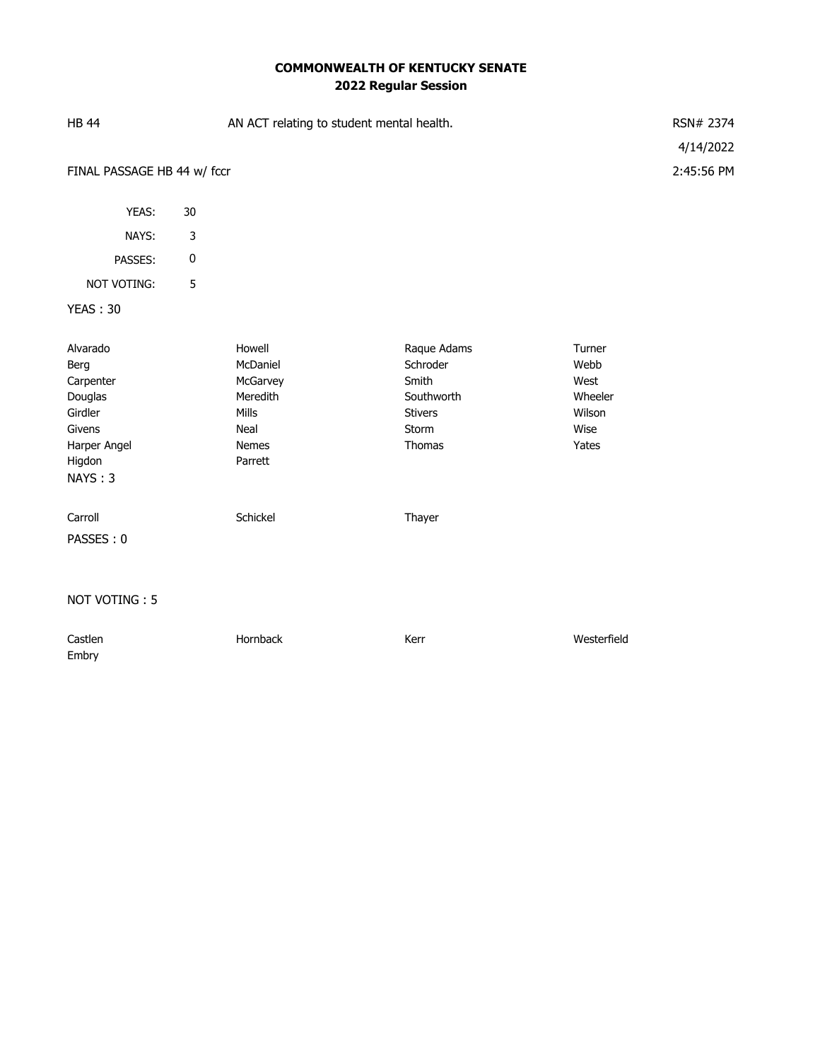# COMMONWEALTH OF KENTUCKY SENATE
## 2022 Regular Session

| HB 44 | AN ACT relating to student mental health. | RSN# 2374 |
|---|---|---|
| | | 4/14/2022 |
| FINAL PASSAGE HB 44 w/ fccr | | 2:45:56 PM |

| | |
|---|---|
| YEAS: | 30 |
| NAYS: | 3 |
| PASSES: | 0 |
| NOT VOTING: | 5 |

YEAS : 30

| | | | |
|---|---|---|---|
| Alvarado | Howell | Raque Adams | Turner |
| Berg | McDaniel | Schroder | Webb |
| Carpenter | McGarvey | Smith | West |
| Douglas | Meredith | Southworth | Wheeler |
| Girdler | Mills | Stivers | Wilson |
| Givens | Neal | Storm | Wise |
| Harper Angel | Nemes | Thomas | Yates |
| Higdon | Parrett | | |

NAYS : 3

| | | |
|---|---|---|
| Carroll | Schickel | Thayer |

PASSES : 0

NOT VOTING : 5

| | | | |
|---|---|---|---|
| Castlen | Hornback | Kerr | Westerfield |
| Embry | | | |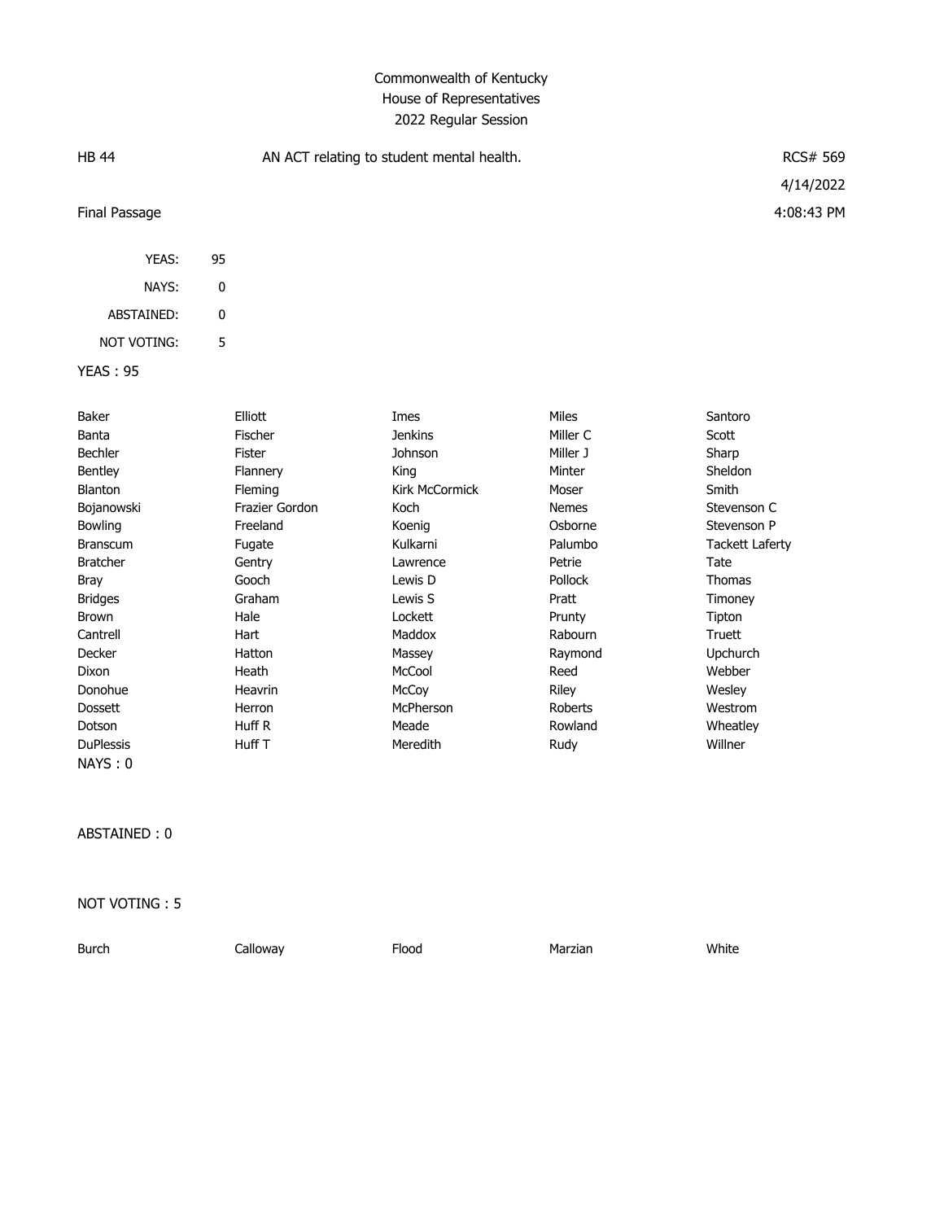Commonwealth of Kentucky
House of Representatives
2022 Regular Session

| | | |
|---|---|---|
| HB 44 | AN ACT relating to student mental health. | RCS# 569 |
| | | 4/14/2022 |
| Final Passage | | 4:08:43 PM |

| | |
|---|---|
| YEAS: | 95 |
| NAYS: | 0 |
| ABSTAINED: | 0 |
| NOT VOTING: | 5 |

YEAS : 95

| | | | | |
|---|---|---|---|---|
| Baker | Elliott | Imes | Miles | Santoro |
| Banta | Fischer | Jenkins | Miller C | Scott |
| Bechler | Fister | Johnson | Miller J | Sharp |
| Bentley | Flannery | King | Minter | Sheldon |
| Blanton | Fleming | Kirk McCormick | Moser | Smith |
| Bojanowski | Frazier Gordon | Koch | Nemes | Stevenson C |
| Bowling | Freeland | Koenig | Osborne | Stevenson P |
| Branscum | Fugate | Kulkarni | Palumbo | Tackett Laferty |
| Bratcher | Gentry | Lawrence | Petrie | Tate |
| Bray | Gooch | Lewis D | Pollock | Thomas |
| Bridges | Graham | Lewis S | Pratt | Timoney |
| Brown | Hale | Lockett | Prunty | Tipton |
| Cantrell | Hart | Maddox | Rabourn | Truett |
| Decker | Hatton | Massey | Raymond | Upchurch |
| Dixon | Heath | McCool | Reed | Webber |
| Donohue | Heavrin | McCoy | Riley | Wesley |
| Dossett | Herron | McPherson | Roberts | Westrom |
| Dotson | Huff R | Meade | Rowland | Wheatley |
| DuPlessis | Huff T | Meredith | Rudy | Willner |

NAYS : 0

ABSTAINED : 0

NOT VOTING : 5

| | | | | |
|---|---|---|---|---|
| Burch | Calloway | Flood | Marzian | White |